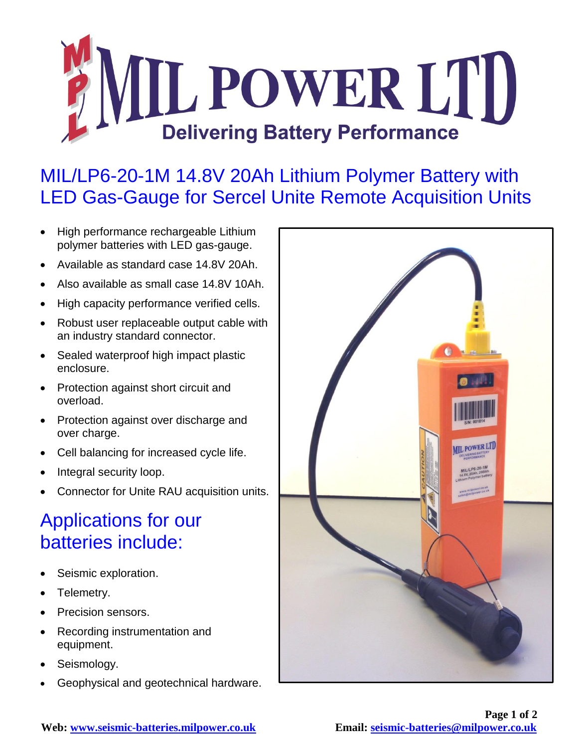# MIL POWER LTD

**Delivering Battery Performance**

## MIL/LP6-20-1M 14.8V 20Ah Lithium Polymer Battery with LED Gas-Gauge for Sercel Unite Remote Acquisition Units

- High performance rechargeable Lithium polymer batteries with LED gas-gauge.
- Available as standard case 14.8V 20Ah.
- Also available as small case 14.8V 10Ah.
- High capacity performance verified cells.
- Robust user replaceable output cable with an industry standard connector.
- Sealed waterproof high impact plastic enclosure.
- Protection against short circuit and overload.
- Protection against over discharge and over charge.
- Cell balancing for increased cycle life.
- Integral security loop.
- Connector for Unite RAU acquisition units.

## Applications for our batteries include:

- Seismic exploration.
- Telemetry.
- Precision sensors.
- Recording instrumentation and equipment.
- Seismology.
- Geophysical and geotechnical hardware.

**Web:** www.seismic-batteries.milpower.co.uk

**Email:** seismic-batteries@milpower.co.uk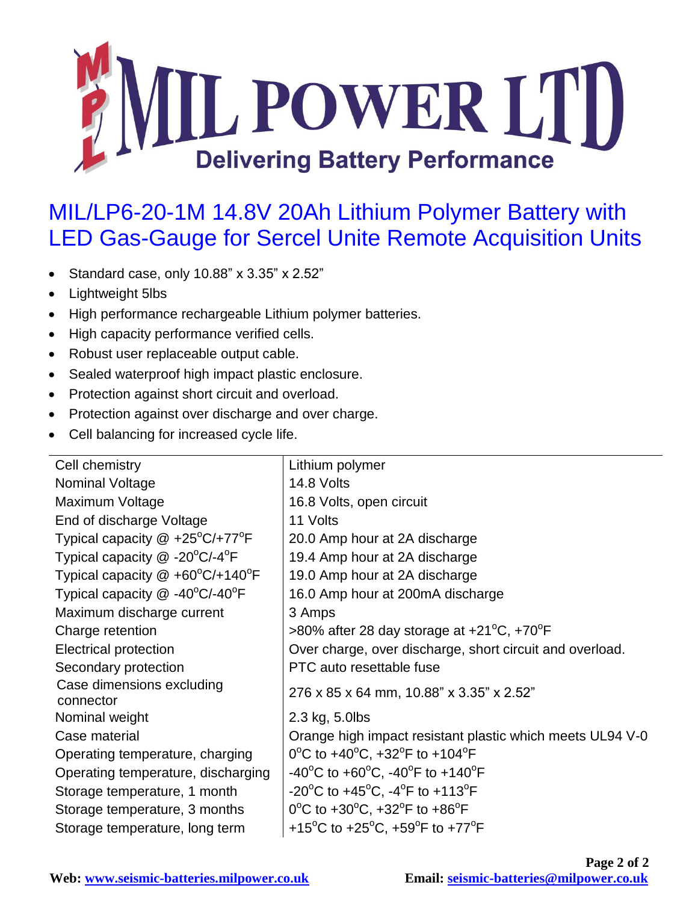# MIL POWER LTD

**Delivering Battery Performance**

## MIL/LP6-20-1M 14.8V 20Ah Lithium Polymer Battery with LED Gas-Gauge for Sercel Unite Remote Acquisition Units

- Standard case, only 10.88" x 3.35" x 2.52"
- Lightweight 5lbs
- High performance rechargeable Lithium polymer batteries.
- High capacity performance verified cells.
- Robust user replaceable output cable.
- Sealed waterproof high impact plastic enclosure.
- Protection against short circuit and overload.
- Protection against over discharge and over charge.
- Cell balancing for increased cycle life.

| | |
|---|---|
| Cell chemistry | Lithium polymer |
| Nominal Voltage | 14.8 Volts |
| Maximum Voltage | 16.8 Volts, open circuit |
| End of discharge Voltage | 11 Volts |
| Typical capacity @ +25°C/+77°F | 20.0 Amp hour at 2A discharge |
| Typical capacity @ -20°C/-4°F | 19.4 Amp hour at 2A discharge |
| Typical capacity @ +60°C/+140°F | 19.0 Amp hour at 2A discharge |
| Typical capacity @ -40°C/-40°F | 16.0 Amp hour at 200mA discharge |
| Maximum discharge current | 3 Amps |
| Charge retention | >80% after 28 day storage at +21°C, +70°F |
| Electrical protection | Over charge, over discharge, short circuit and overload. |
| Secondary protection | PTC auto resettable fuse |
| Case dimensions excluding connector | 276 x 85 x 64 mm, 10.88" x 3.35" x 2.52" |
| Nominal weight | 2.3 kg, 5.0lbs |
| Case material | Orange high impact resistant plastic which meets UL94 V-0 |
| Operating temperature, charging | 0°C to +40°C, +32°F to +104°F |
| Operating temperature, discharging | -40°C to +60°C, -40°F to +140°F |
| Storage temperature, 1 month | -20°C to +45°C, -4°F to +113°F |
| Storage temperature, 3 months | 0°C to +30°C, +32°F to +86°F |
| Storage temperature, long term | +15°C to +25°C, +59°F to +77°F |

**Web:** [www.seismic-batteries.milpower.co.uk](http://www.seismic-batteries.milpower.co.uk) **Email:** [seismic-batteries@milpower.co.uk](mailto:seismic-batteries@milpower.co.uk)